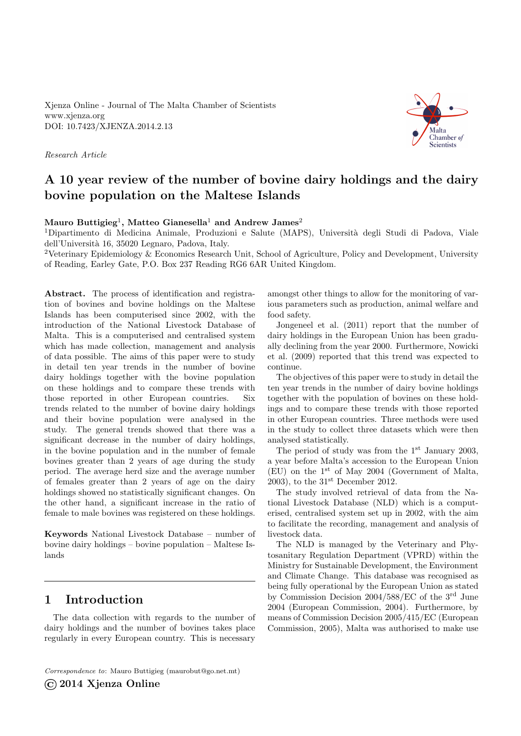Xjenza Online - Journal of The Malta Chamber of Scientists
www.xjenza.org
DOI: 10.7423/XJENZA.2014.2.13

*Research Article*

# A 10 year review of the number of bovine dairy holdings and the dairy bovine population on the Maltese Islands

**Mauro Buttigieg**[1], **Matteo Gianesella**[1] **and Andrew James**[2]

[1]Dipartimento di Medicina Animale, Produzioni e Salute (MAPS), Università degli Studi di Padova, Viale dell'Università 16, 35020 Legnaro, Padova, Italy.

[2]Veterinary Epidemiology & Economics Research Unit, School of Agriculture, Policy and Development, University of Reading, Earley Gate, P.O. Box 237 Reading RG6 6AR United Kingdom.

**Abstract.** The process of identification and registration of bovines and bovine holdings on the Maltese Islands has been computerised since 2002, with the introduction of the National Livestock Database of Malta. This is a computerised and centralised system which has made collection, management and analysis of data possible. The aims of this paper were to study in detail ten year trends in the number of bovine dairy holdings together with the bovine population on these holdings and to compare these trends with those reported in other European countries. Six trends related to the number of bovine dairy holdings and their bovine population were analysed in the study. The general trends showed that there was a significant decrease in the number of dairy holdings, in the bovine population and in the number of female bovines greater than 2 years of age during the study period. The average herd size and the average number of females greater than 2 years of age on the dairy holdings showed no statistically significant changes. On the other hand, a significant increase in the ratio of female to male bovines was registered on these holdings.

**Keywords** National Livestock Database – number of bovine dairy holdings – bovine population – Maltese Islands

## 1 Introduction

The data collection with regards to the number of dairy holdings and the number of bovines takes place regularly in every European country. This is necessary amongst other things to allow for the monitoring of various parameters such as production, animal welfare and food safety.

Jongeneel et al. (2011) report that the number of dairy holdings in the European Union has been gradually declining from the year 2000. Furthermore, Nowicki et al. (2009) reported that this trend was expected to continue.

The objectives of this paper were to study in detail the ten year trends in the number of dairy bovine holdings together with the population of bovines on these holdings and to compare these trends with those reported in other European countries. Three methods were used in the study to collect three datasets which were then analysed statistically.

The period of study was from the 1st January 2003, a year before Malta's accession to the European Union (EU) on the 1st of May 2004 (Government of Malta, 2003), to the 31st December 2012.

The study involved retrieval of data from the National Livestock Database (NLD) which is a computerised, centralised system set up in 2002, with the aim to facilitate the recording, management and analysis of livestock data.

The NLD is managed by the Veterinary and Phytosanitary Regulation Department (VPRD) within the Ministry for Sustainable Development, the Environment and Climate Change. This database was recognised as being fully operational by the European Union as stated by Commission Decision 2004/588/EC of the 3rd June 2004 (European Commission, 2004). Furthermore, by means of Commission Decision 2005/415/EC (European Commission, 2005), Malta was authorised to make use

*Correspondence to*: Mauro Buttigieg (maurobut@go.net.mt)

© 2014 Xjenza Online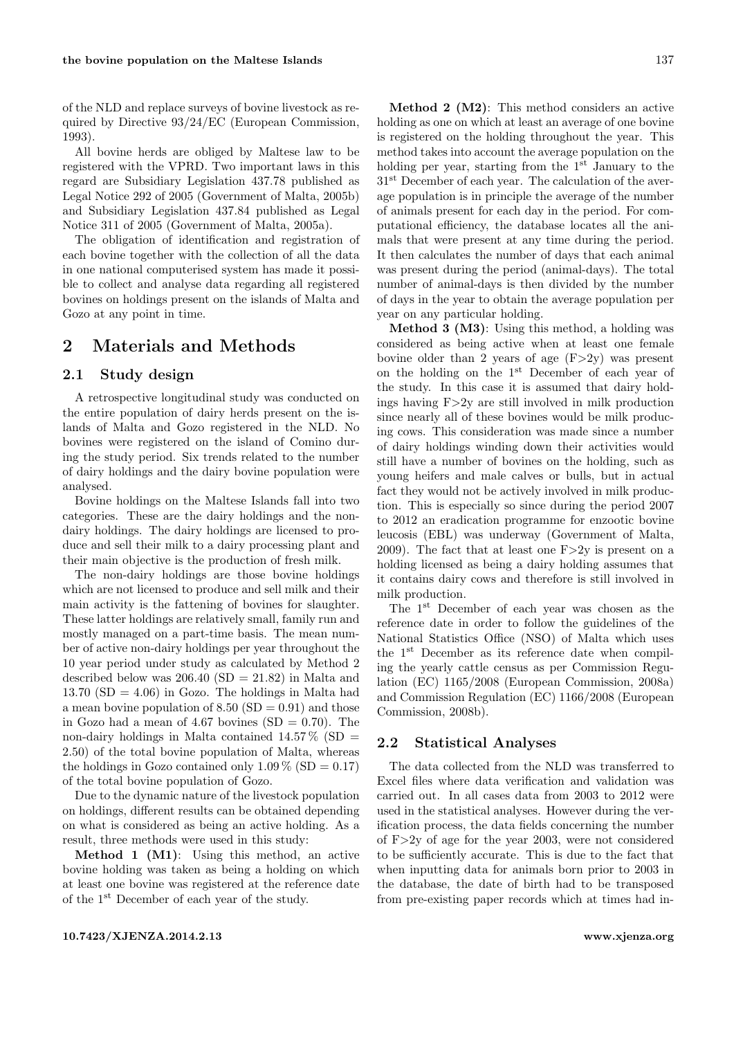of the NLD and replace surveys of bovine livestock as required by Directive 93/24/EC (European Commission, 1993).

All bovine herds are obliged by Maltese law to be registered with the VPRD. Two important laws in this regard are Subsidiary Legislation 437.78 published as Legal Notice 292 of 2005 (Government of Malta, 2005b) and Subsidiary Legislation 437.84 published as Legal Notice 311 of 2005 (Government of Malta, 2005a).

The obligation of identification and registration of each bovine together with the collection of all the data in one national computerised system has made it possible to collect and analyse data regarding all registered bovines on holdings present on the islands of Malta and Gozo at any point in time.

## 2 Materials and Methods

### 2.1 Study design

A retrospective longitudinal study was conducted on the entire population of dairy herds present on the islands of Malta and Gozo registered in the NLD. No bovines were registered on the island of Comino during the study period. Six trends related to the number of dairy holdings and the dairy bovine population were analysed.

Bovine holdings on the Maltese Islands fall into two categories. These are the dairy holdings and the non-dairy holdings. The dairy holdings are licensed to produce and sell their milk to a dairy processing plant and their main objective is the production of fresh milk.

The non-dairy holdings are those bovine holdings which are not licensed to produce and sell milk and their main activity is the fattening of bovines for slaughter. These latter holdings are relatively small, family run and mostly managed on a part-time basis. The mean number of active non-dairy holdings per year throughout the 10 year period under study as calculated by Method 2 described below was 206.40 (SD = 21.82) in Malta and 13.70 (SD = 4.06) in Gozo. The holdings in Malta had a mean bovine population of 8.50 (SD = 0.91) and those in Gozo had a mean of 4.67 bovines (SD = 0.70). The non-dairy holdings in Malta contained 14.57 % (SD = 2.50) of the total bovine population of Malta, whereas the holdings in Gozo contained only 1.09 % (SD = 0.17) of the total bovine population of Gozo.

Due to the dynamic nature of the livestock population on holdings, different results can be obtained depending on what is considered as being an active holding. As a result, three methods were used in this study:

**Method 1 (M1)**: Using this method, an active bovine holding was taken as being a holding on which at least one bovine was registered at the reference date of the 1$^{st}$ December of each year of the study.

**Method 2 (M2)**: This method considers an active holding as one on which at least an average of one bovine is registered on the holding throughout the year. This method takes into account the average population on the holding per year, starting from the 1$^{st}$ January to the 31$^{st}$ December of each year. The calculation of the average population is in principle the average of the number of animals present for each day in the period. For computational efficiency, the database locates all the animals that were present at any time during the period. It then calculates the number of days that each animal was present during the period (animal-days). The total number of animal-days is then divided by the number of days in the year to obtain the average population per year on any particular holding.

**Method 3 (M3)**: Using this method, a holding was considered as being active when at least one female bovine older than 2 years of age (F>2y) was present on the holding on the 1$^{st}$ December of each year of the study. In this case it is assumed that dairy holdings having F>2y are still involved in milk production since nearly all of these bovines would be milk producing cows. This consideration was made since a number of dairy holdings winding down their activities would still have a number of bovines on the holding, such as young heifers and male calves or bulls, but in actual fact they would not be actively involved in milk production. This is especially so since during the period 2007 to 2012 an eradication programme for enzootic bovine leucosis (EBL) was underway (Government of Malta, 2009). The fact that at least one F>2y is present on a holding licensed as being a dairy holding assumes that it contains dairy cows and therefore is still involved in milk production.

The 1$^{st}$ December of each year was chosen as the reference date in order to follow the guidelines of the National Statistics Office (NSO) of Malta which uses the 1$^{st}$ December as its reference date when compiling the yearly cattle census as per Commission Regulation (EC) 1165/2008 (European Commission, 2008a) and Commission Regulation (EC) 1166/2008 (European Commission, 2008b).

### 2.2 Statistical Analyses

The data collected from the NLD was transferred to Excel files where data verification and validation was carried out. In all cases data from 2003 to 2012 were used in the statistical analyses. However during the verification process, the data fields concerning the number of F>2y of age for the year 2003, were not considered to be sufficiently accurate. This is due to the fact that when inputting data for animals born prior to 2003 in the database, the date of birth had to be transposed from pre-existing paper records which at times had in-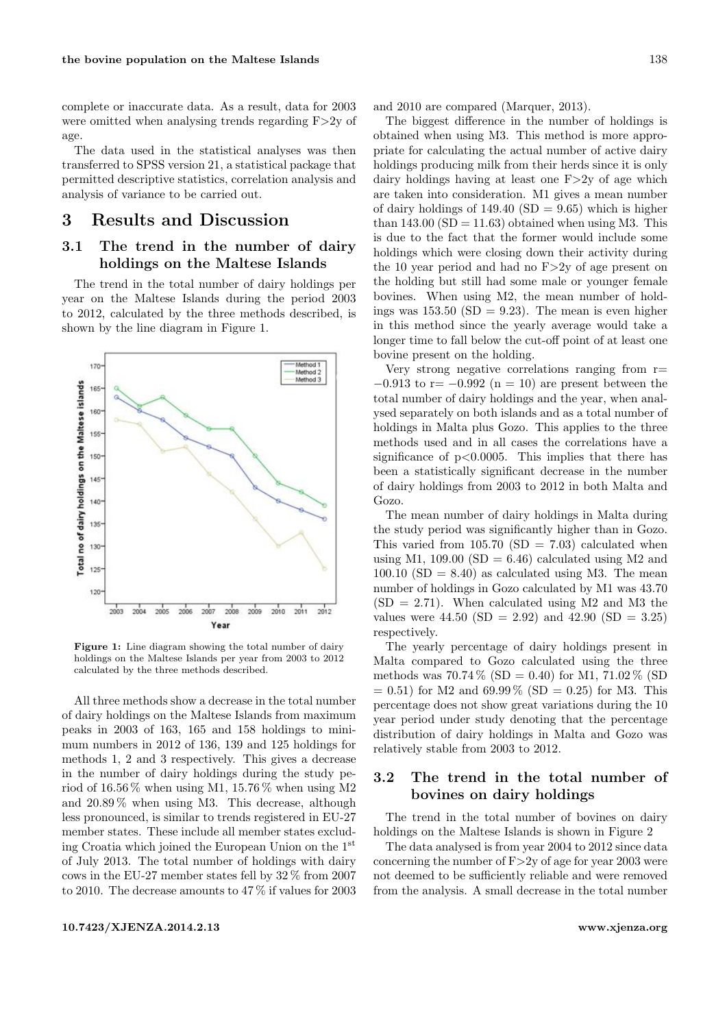complete or inaccurate data. As a result, data for 2003 were omitted when analysing trends regarding F>2y of age.

The data used in the statistical analyses was then transferred to SPSS version 21, a statistical package that permitted descriptive statistics, correlation analysis and analysis of variance to be carried out.

## 3 Results and Discussion

### 3.1 The trend in the number of dairy holdings on the Maltese Islands

The trend in the total number of dairy holdings per year on the Maltese Islands during the period 2003 to 2012, calculated by the three methods described, is shown by the line diagram in Figure 1.

**Figure 1:** Line diagram showing the total number of dairy holdings on the Maltese Islands per year from 2003 to 2012 calculated by the three methods described.

All three methods show a decrease in the total number of dairy holdings on the Maltese Islands from maximum peaks in 2003 of 163, 165 and 158 holdings to minimum numbers in 2012 of 136, 139 and 125 holdings for methods 1, 2 and 3 respectively. This gives a decrease in the number of dairy holdings during the study period of 16.56 % when using M1, 15.76 % when using M2 and 20.89 % when using M3. This decrease, although less pronounced, is similar to trends registered in EU-27 member states. These include all member states excluding Croatia which joined the European Union on the 1st of July 2013. The total number of holdings with dairy cows in the EU-27 member states fell by 32 % from 2007 to 2010. The decrease amounts to 47 % if values for 2003 and 2010 are compared (Marquer, 2013).

The biggest difference in the number of holdings is obtained when using M3. This method is more appropriate for calculating the actual number of active dairy holdings producing milk from their herds since it is only dairy holdings having at least one F>2y of age which are taken into consideration. M1 gives a mean number of dairy holdings of 149.40 (SD = 9.65) which is higher than 143.00 (SD = 11.63) obtained when using M3. This is due to the fact that the former would include some holdings which were closing down their activity during the 10 year period and had no F>2y of age present on the holding but still had some male or younger female bovines. When using M2, the mean number of holdings was 153.50 (SD = 9.23). The mean is even higher in this method since the yearly average would take a longer time to fall below the cut-off point of at least one bovine present on the holding.

Very strong negative correlations ranging from $r = -0.913$ to $r = -0.992$ ($n = 10$) are present between the total number of dairy holdings and the year, when analysed separately on both islands and as a total number of holdings in Malta plus Gozo. This applies to the three methods used and in all cases the correlations have a significance of $p < 0.0005$. This implies that there has been a statistically significant decrease in the number of dairy holdings from 2003 to 2012 in both Malta and Gozo.

The mean number of dairy holdings in Malta during the study period was significantly higher than in Gozo. This varied from 105.70 (SD = 7.03) calculated when using M1, 109.00 (SD = 6.46) calculated using M2 and 100.10 (SD = 8.40) as calculated using M3. The mean number of holdings in Gozo calculated by M1 was 43.70 (SD = 2.71). When calculated using M2 and M3 the values were 44.50 (SD = 2.92) and 42.90 (SD = 3.25) respectively.

The yearly percentage of dairy holdings present in Malta compared to Gozo calculated using the three methods was 70.74 % (SD = 0.40) for M1, 71.02 % (SD = 0.51) for M2 and 69.99 % (SD = 0.25) for M3. This percentage does not show great variations during the 10 year period under study denoting that the percentage distribution of dairy holdings in Malta and Gozo was relatively stable from 2003 to 2012.

### 3.2 The trend in the total number of bovines on dairy holdings

The trend in the total number of bovines on dairy holdings on the Maltese Islands is shown in Figure 2

The data analysed is from year 2004 to 2012 since data concerning the number of F>2y of age for year 2003 were not deemed to be sufficiently reliable and were removed from the analysis. A small decrease in the total number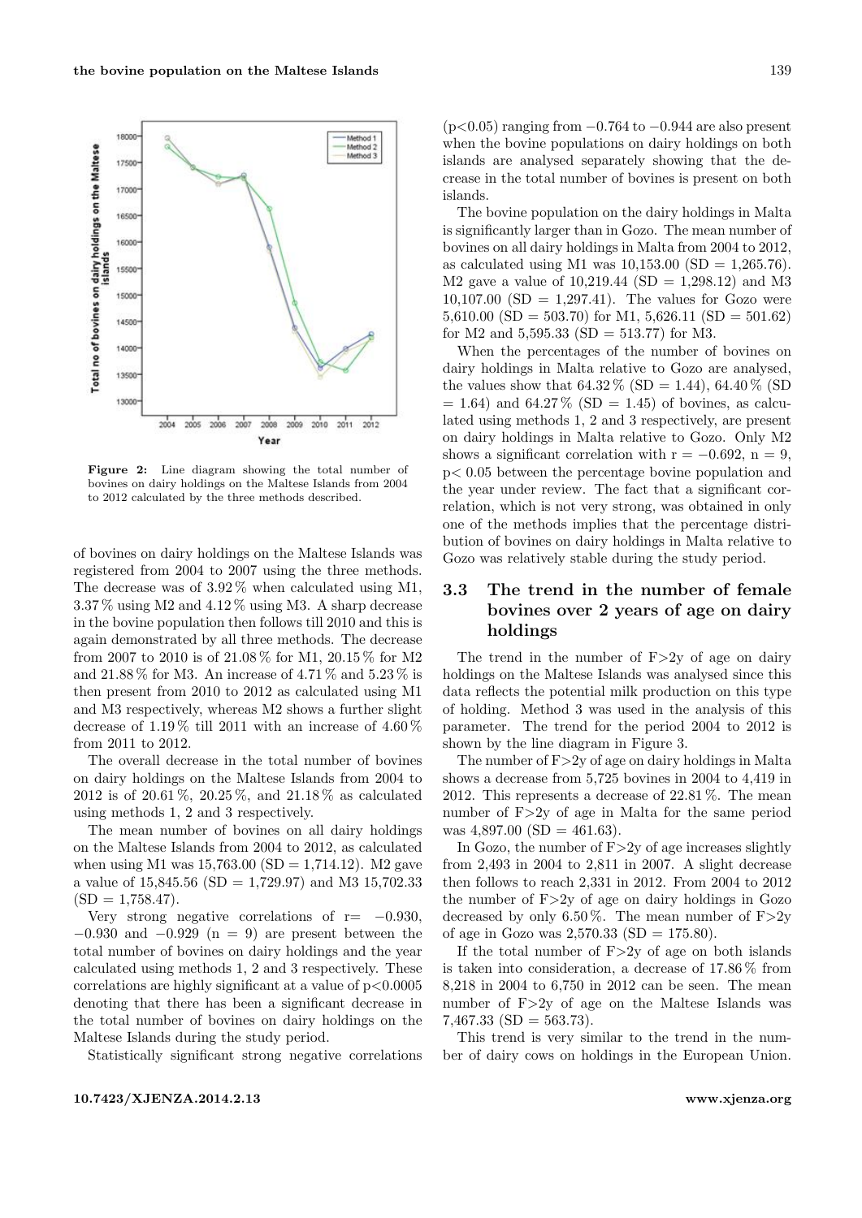Figure 2: Line diagram showing the total number of bovines on dairy holdings on the Maltese Islands from 2004 to 2012 calculated by the three methods described.

of bovines on dairy holdings on the Maltese Islands was registered from 2004 to 2007 using the three methods. The decrease was of 3.92 % when calculated using M1, 3.37 % using M2 and 4.12 % using M3. A sharp decrease in the bovine population then follows till 2010 and this is again demonstrated by all three methods. The decrease from 2007 to 2010 is of 21.08 % for M1, 20.15 % for M2 and 21.88 % for M3. An increase of 4.71 % and 5.23 % is then present from 2010 to 2012 as calculated using M1 and M3 respectively, whereas M2 shows a further slight decrease of 1.19 % till 2011 with an increase of 4.60 % from 2011 to 2012.

The overall decrease in the total number of bovines on dairy holdings on the Maltese Islands from 2004 to 2012 is of 20.61 %, 20.25 %, and 21.18 % as calculated using methods 1, 2 and 3 respectively.

The mean number of bovines on all dairy holdings on the Maltese Islands from 2004 to 2012, as calculated when using M1 was 15,763.00 (SD = 1,714.12). M2 gave a value of 15,845.56 (SD = 1,729.97) and M3 15,702.33 (SD = 1,758.47).

Very strong negative correlations of $r = -0.930$, $-0.930$ and $-0.929$ ($n = 9$) are present between the total number of bovines on dairy holdings and the year calculated using methods 1, 2 and 3 respectively. These correlations are highly significant at a value of $p<0.0005$ denoting that there has been a significant decrease in the total number of bovines on dairy holdings on the Maltese Islands during the study period.

Statistically significant strong negative correlations ($p<0.05$) ranging from $-0.764$ to $-0.944$ are also present when the bovine populations on dairy holdings on both islands are analysed separately showing that the decrease in the total number of bovines is present on both islands.

The bovine population on the dairy holdings in Malta is significantly larger than in Gozo. The mean number of bovines on all dairy holdings in Malta from 2004 to 2012, as calculated using M1 was 10,153.00 (SD = 1,265.76). M2 gave a value of 10,219.44 (SD = 1,298.12) and M3 10,107.00 (SD = 1,297.41). The values for Gozo were 5,610.00 (SD = 503.70) for M1, 5,626.11 (SD = 501.62) for M2 and 5,595.33 (SD = 513.77) for M3.

When the percentages of the number of bovines on dairy holdings in Malta relative to Gozo are analysed, the values show that 64.32 % (SD = 1.44), 64.40 % (SD = 1.64) and 64.27 % (SD = 1.45) of bovines, as calculated using methods 1, 2 and 3 respectively, are present on dairy holdings in Malta relative to Gozo. Only M2 shows a significant correlation with $r = -0.692$, $n = 9$, $p < 0.05$ between the percentage bovine population and the year under review. The fact that a significant correlation, which is not very strong, was obtained in only one of the methods implies that the percentage distribution of bovines on dairy holdings in Malta relative to Gozo was relatively stable during the study period.

## 3.3 The trend in the number of female bovines over 2 years of age on dairy holdings

The trend in the number of F>2y of age on dairy holdings on the Maltese Islands was analysed since this data reflects the potential milk production on this type of holding. Method 3 was used in the analysis of this parameter. The trend for the period 2004 to 2012 is shown by the line diagram in Figure 3.

The number of F>2y of age on dairy holdings in Malta shows a decrease from 5,725 bovines in 2004 to 4,419 in 2012. This represents a decrease of 22.81 %. The mean number of F>2y of age in Malta for the same period was 4,897.00 (SD = 461.63).

In Gozo, the number of F>2y of age increases slightly from 2,493 in 2004 to 2,811 in 2007. A slight decrease then follows to reach 2,331 in 2012. From 2004 to 2012 the number of F>2y of age on dairy holdings in Gozo decreased by only 6.50 %. The mean number of F>2y of age in Gozo was 2,570.33 (SD = 175.80).

If the total number of F>2y of age on both islands is taken into consideration, a decrease of 17.86 % from 8,218 in 2004 to 6,750 in 2012 can be seen. The mean number of F>2y of age on the Maltese Islands was 7,467.33 (SD = 563.73).

This trend is very similar to the trend in the number of dairy cows on holdings in the European Union.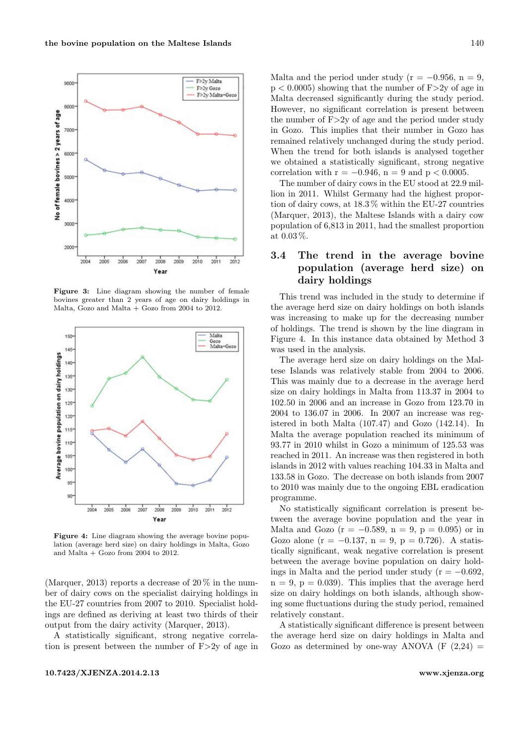Figure 3: Line diagram showing the number of female bovines greater than 2 years of age on dairy holdings in Malta, Gozo and Malta + Gozo from 2004 to 2012.

Figure 4: Line diagram showing the average bovine population (average herd size) on dairy holdings in Malta, Gozo and Malta + Gozo from 2004 to 2012.

(Marquer, 2013) reports a decrease of 20 % in the number of dairy cows on the specialist dairying holdings in the EU-27 countries from 2007 to 2010. Specialist holdings are defined as deriving at least two thirds of their output from the dairy activity (Marquer, 2013).

A statistically significant, strong negative correlation is present between the number of F>2y of age in Malta and the period under study ($r = -0.956$, $n = 9$, $p < 0.0005$) showing that the number of F>2y of age in Malta decreased significantly during the study period. However, no significant correlation is present between the number of F>2y of age and the period under study in Gozo. This implies that their number in Gozo has remained relatively unchanged during the study period. When the trend for both islands is analysed together we obtained a statistically significant, strong negative correlation with $r = -0.946$, $n = 9$ and $p < 0.0005$.

The number of dairy cows in the EU stood at 22.9 million in 2011. Whilst Germany had the highest proportion of dairy cows, at 18.3 % within the EU-27 countries (Marquer, 2013), the Maltese Islands with a dairy cow population of 6,813 in 2011, had the smallest proportion at 0.03 %.

## 3.4 The trend in the average bovine population (average herd size) on dairy holdings

This trend was included in the study to determine if the average herd size on dairy holdings on both islands was increasing to make up for the decreasing number of holdings. The trend is shown by the line diagram in Figure 4. In this instance data obtained by Method 3 was used in the analysis.

The average herd size on dairy holdings on the Maltese Islands was relatively stable from 2004 to 2006. This was mainly due to a decrease in the average herd size on dairy holdings in Malta from 113.37 in 2004 to 102.50 in 2006 and an increase in Gozo from 123.70 in 2004 to 136.07 in 2006. In 2007 an increase was registered in both Malta (107.47) and Gozo (142.14). In Malta the average population reached its minimum of 93.77 in 2010 whilst in Gozo a minimum of 125.53 was reached in 2011. An increase was then registered in both islands in 2012 with values reaching 104.33 in Malta and 133.58 in Gozo. The decrease on both islands from 2007 to 2010 was mainly due to the ongoing EBL eradication programme.

No statistically significant correlation is present between the average bovine population and the year in Malta and Gozo ($r = -0.589$, $n = 9$, $p = 0.095$) or in Gozo alone ($r = -0.137$, $n = 9$, $p = 0.726$). A statistically significant, weak negative correlation is present between the average bovine population on dairy holdings in Malta and the period under study ($r = -0.692$, $n = 9$, $p = 0.039$). This implies that the average herd size on dairy holdings on both islands, although showing some fluctuations during the study period, remained relatively constant.

A statistically significant difference is present between the average herd size on dairy holdings in Malta and Gozo as determined by one-way ANOVA ($F\ (2,24) =$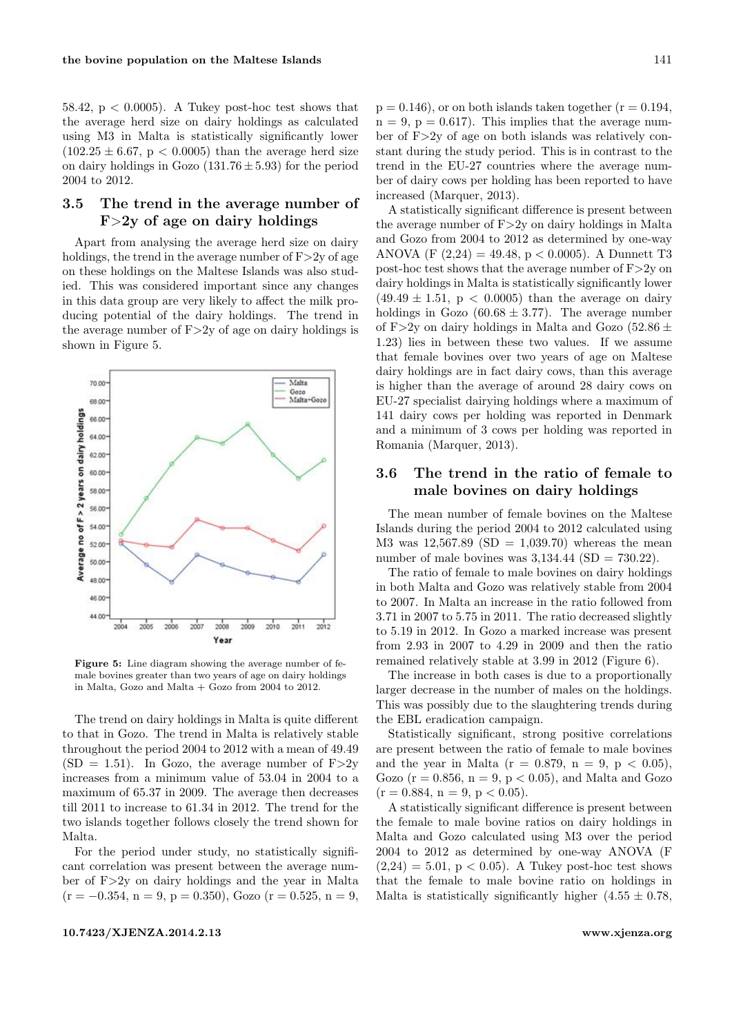58.42, $p < 0.0005$). A Tukey post-hoc test shows that the average herd size on dairy holdings as calculated using M3 in Malta is statistically significantly lower ($102.25 \pm 6.67$, $p < 0.0005$) than the average herd size on dairy holdings in Gozo ($131.76 \pm 5.93$) for the period 2004 to 2012.

## 3.5 The trend in the average number of F>2y of age on dairy holdings

Apart from analysing the average herd size on dairy holdings, the trend in the average number of F>2y of age on these holdings on the Maltese Islands was also studied. This was considered important since any changes in this data group are very likely to affect the milk producing potential of the dairy holdings. The trend in the average number of F>2y of age on dairy holdings is shown in Figure 5.

**Figure 5:** Line diagram showing the average number of female bovines greater than two years of age on dairy holdings in Malta, Gozo and Malta + Gozo from 2004 to 2012.

The trend on dairy holdings in Malta is quite different to that in Gozo. The trend in Malta is relatively stable throughout the period 2004 to 2012 with a mean of 49.49 (SD = 1.51). In Gozo, the average number of F>2y increases from a minimum value of 53.04 in 2004 to a maximum of 65.37 in 2009. The average then decreases till 2011 to increase to 61.34 in 2012. The trend for the two islands together follows closely the trend shown for Malta.

For the period under study, no statistically significant correlation was present between the average number of F>2y on dairy holdings and the year in Malta ($r = -0.354$, $n = 9$, $p = 0.350$), Gozo ($r = 0.525$, $n = 9$, $p = 0.146$), or on both islands taken together ($r = 0.194$, $n = 9$, $p = 0.617$). This implies that the average number of F>2y of age on both islands was relatively constant during the study period. This is in contrast to the trend in the EU-27 countries where the average number of dairy cows per holding has been reported to have increased (Marquer, 2013).

A statistically significant difference is present between the average number of F>2y on dairy holdings in Malta and Gozo from 2004 to 2012 as determined by one-way ANOVA ($F(2,24) = 49.48$, $p < 0.0005$). A Dunnett T3 post-hoc test shows that the average number of F>2y on dairy holdings in Malta is statistically significantly lower ($49.49 \pm 1.51$, $p < 0.0005$) than the average on dairy holdings in Gozo ($60.68 \pm 3.77$). The average number of F>2y on dairy holdings in Malta and Gozo ($52.86 \pm 1.23$) lies in between these two values. If we assume that female bovines over two years of age on Maltese dairy holdings are in fact dairy cows, than this average is higher than the average of around 28 dairy cows on EU-27 specialist dairying holdings where a maximum of 141 dairy cows per holding was reported in Denmark and a minimum of 3 cows per holding was reported in Romania (Marquer, 2013).

## 3.6 The trend in the ratio of female to male bovines on dairy holdings

The mean number of female bovines on the Maltese Islands during the period 2004 to 2012 calculated using M3 was 12,567.89 (SD = 1,039.70) whereas the mean number of male bovines was 3,134.44 (SD = 730.22).

The ratio of female to male bovines on dairy holdings in both Malta and Gozo was relatively stable from 2004 to 2007. In Malta an increase in the ratio followed from 3.71 in 2007 to 5.75 in 2011. The ratio decreased slightly to 5.19 in 2012. In Gozo a marked increase was present from 2.93 in 2007 to 4.29 in 2009 and then the ratio remained relatively stable at 3.99 in 2012 (Figure 6).

The increase in both cases is due to a proportionally larger decrease in the number of males on the holdings. This was possibly due to the slaughtering trends during the EBL eradication campaign.

Statistically significant, strong positive correlations are present between the ratio of female to male bovines and the year in Malta ($r = 0.879$, $n = 9$, $p < 0.05$), Gozo ($r = 0.856$, $n = 9$, $p < 0.05$), and Malta and Gozo ($r = 0.884$, $n = 9$, $p < 0.05$).

A statistically significant difference is present between the female to male bovine ratios on dairy holdings in Malta and Gozo calculated using M3 over the period 2004 to 2012 as determined by one-way ANOVA ($F(2,24) = 5.01$, $p < 0.05$). A Tukey post-hoc test shows that the female to male bovine ratio on holdings in Malta is statistically significantly higher ($4.55 \pm 0.78$,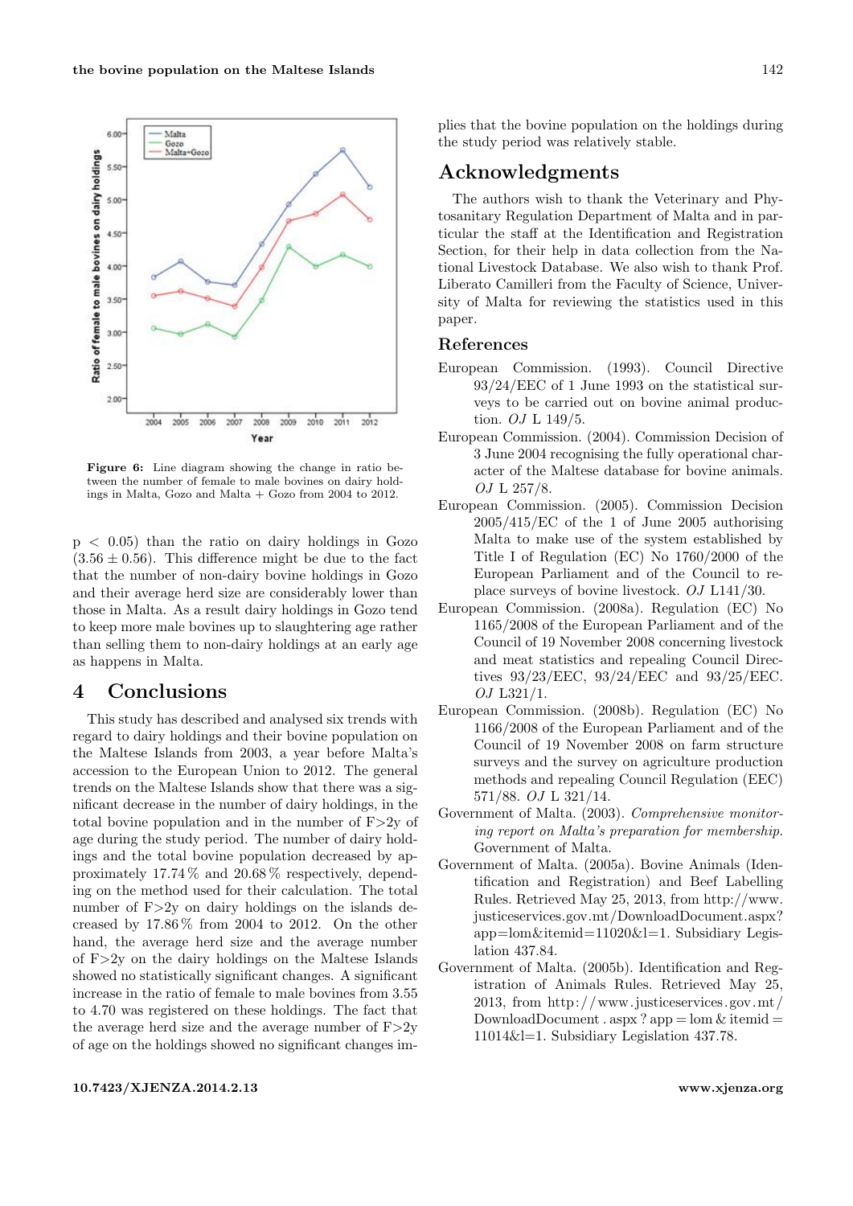Figure 6: Line diagram showing the change in ratio between the number of female to male bovines on dairy holdings in Malta, Gozo and Malta + Gozo from 2004 to 2012.

$p < 0.05$) than the ratio on dairy holdings in Gozo ($3.56 \pm 0.56$). This difference might be due to the fact that the number of non-dairy bovine holdings in Gozo and their average herd size are considerably lower than those in Malta. As a result dairy holdings in Gozo tend to keep more male bovines up to slaughtering age rather than selling them to non-dairy holdings at an early age as happens in Malta.

## 4 Conclusions

This study has described and analysed six trends with regard to dairy holdings and their bovine population on the Maltese Islands from 2003, a year before Malta's accession to the European Union to 2012. The general trends on the Maltese Islands show that there was a significant decrease in the number of dairy holdings, in the total bovine population and in the number of F>2y of age during the study period. The number of dairy holdings and the total bovine population decreased by approximately 17.74 % and 20.68 % respectively, depending on the method used for their calculation. The total number of F>2y on dairy holdings on the islands decreased by 17.86 % from 2004 to 2012. On the other hand, the average herd size and the average number of F>2y on the dairy holdings on the Maltese Islands showed no statistically significant changes. A significant increase in the ratio of female to male bovines from 3.55 to 4.70 was registered on these holdings. The fact that the average herd size and the average number of F>2y of age on the holdings showed no significant changes implies that the bovine population on the holdings during the study period was relatively stable.

## Acknowledgments

The authors wish to thank the Veterinary and Phytosanitary Regulation Department of Malta and in particular the staff at the Identification and Registration Section, for their help in data collection from the National Livestock Database. We also wish to thank Prof. Liberato Camilleri from the Faculty of Science, University of Malta for reviewing the statistics used in this paper.

## References

European Commission. (1993). Council Directive 93/24/EEC of 1 June 1993 on the statistical surveys to be carried out on bovine animal production. *OJ* L 149/5.

European Commission. (2004). Commission Decision of 3 June 2004 recognising the fully operational character of the Maltese database for bovine animals. *OJ* L 257/8.

European Commission. (2005). Commission Decision 2005/415/EC of the 1 of June 2005 authorising Malta to make use of the system established by Title I of Regulation (EC) No 1760/2000 of the European Parliament and of the Council to replace surveys of bovine livestock. *OJ* L141/30.

European Commission. (2008a). Regulation (EC) No 1165/2008 of the European Parliament and of the Council of 19 November 2008 concerning livestock and meat statistics and repealing Council Directives 93/23/EEC, 93/24/EEC and 93/25/EEC. *OJ* L321/1.

European Commission. (2008b). Regulation (EC) No 1166/2008 of the European Parliament and of the Council of 19 November 2008 on farm structure surveys and the survey on agriculture production methods and repealing Council Regulation (EEC) 571/88. *OJ* L 321/14.

Government of Malta. (2003). *Comprehensive monitoring report on Malta's preparation for membership.* Government of Malta.

Government of Malta. (2005a). Bovine Animals (Identification and Registration) and Beef Labelling Rules. Retrieved May 25, 2013, from http://www.justiceservices.gov.mt/DownloadDocument.aspx?app=lom&itemid=11020&l=1. Subsidiary Legislation 437.84.

Government of Malta. (2005b). Identification and Registration of Animals Rules. Retrieved May 25, 2013, from http://www.justiceservices.gov.mt/DownloadDocument.aspx?app=lom&itemid=11014&l=1. Subsidiary Legislation 437.78.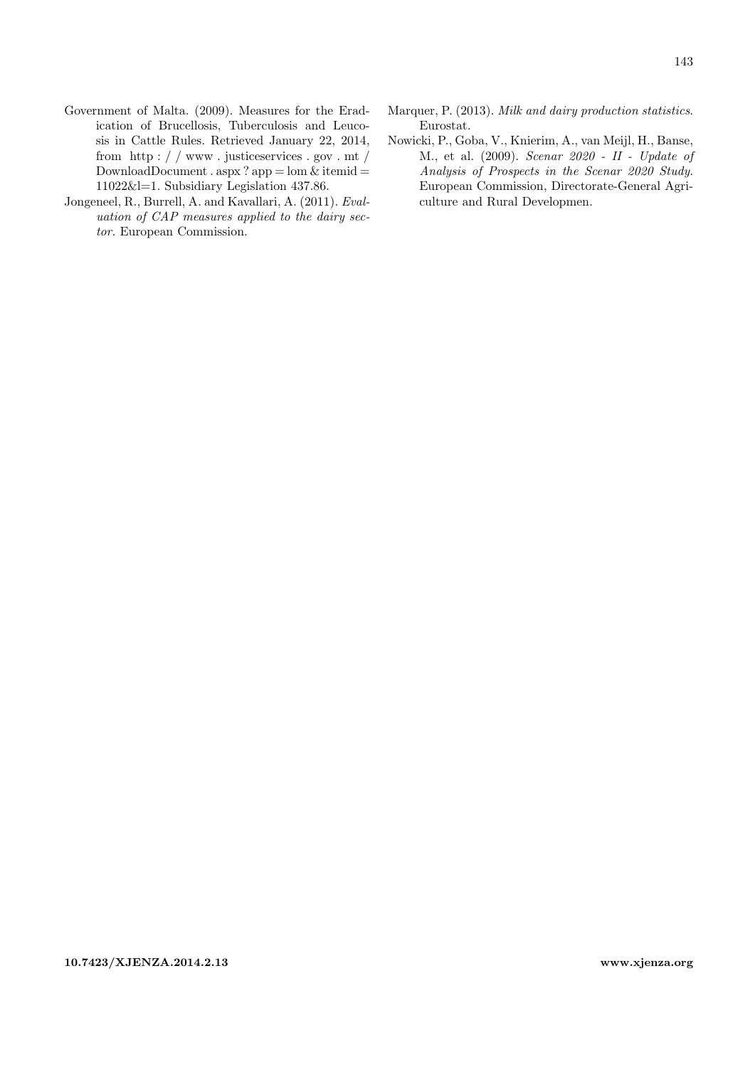Government of Malta. (2009). Measures for the Eradication of Brucellosis, Tuberculosis and Leucosis in Cattle Rules. Retrieved January 22, 2014, from http://www.justiceservices.gov.mt/DownloadDocument.aspx?app=lom&itemid=11022&l=1. Subsidiary Legislation 437.86.

Jongeneel, R., Burrell, A. and Kavallari, A. (2011). *Evaluation of CAP measures applied to the dairy sector*. European Commission.

Marquer, P. (2013). *Milk and dairy production statistics*. Eurostat.

Nowicki, P., Goba, V., Knierim, A., van Meijl, H., Banse, M., et al. (2009). *Scenar 2020 - II - Update of Analysis of Prospects in the Scenar 2020 Study*. European Commission, Directorate-General Agriculture and Rural Developmen.